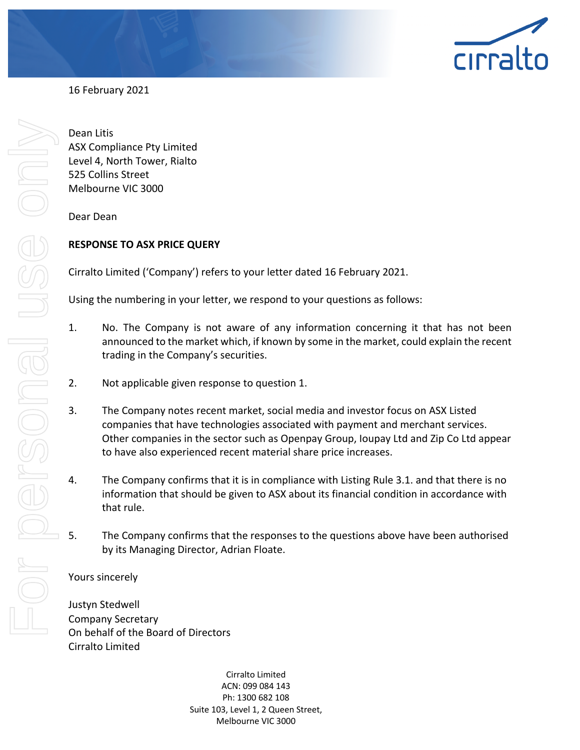16 February 2021

Dean Litis
ASX Compliance Pty Limited
Level 4, North Tower, Rialto
525 Collins Street
Melbourne VIC 3000

Dear Dean

**RESPONSE TO ASX PRICE QUERY**

Cirralto Limited ('Company') refers to your letter dated 16 February 2021.

Using the numbering in your letter, we respond to your questions as follows:

1. No. The Company is not aware of any information concerning it that has not been announced to the market which, if known by some in the market, could explain the recent trading in the Company's securities.

2. Not applicable given response to question 1.

3. The Company notes recent market, social media and investor focus on ASX Listed companies that have technologies associated with payment and merchant services. Other companies in the sector such as Openpay Group, Ioupay Ltd and Zip Co Ltd appear to have also experienced recent material share price increases.

4. The Company confirms that it is in compliance with Listing Rule 3.1. and that there is no information that should be given to ASX about its financial condition in accordance with that rule.

5. The Company confirms that the responses to the questions above have been authorised by its Managing Director, Adrian Floate.

Yours sincerely

Justyn Stedwell
Company Secretary
On behalf of the Board of Directors
Cirralto Limited

Cirralto Limited
ACN: 099 084 143
Ph: 1300 682 108
Suite 103, Level 1, 2 Queen Street,
Melbourne VIC 3000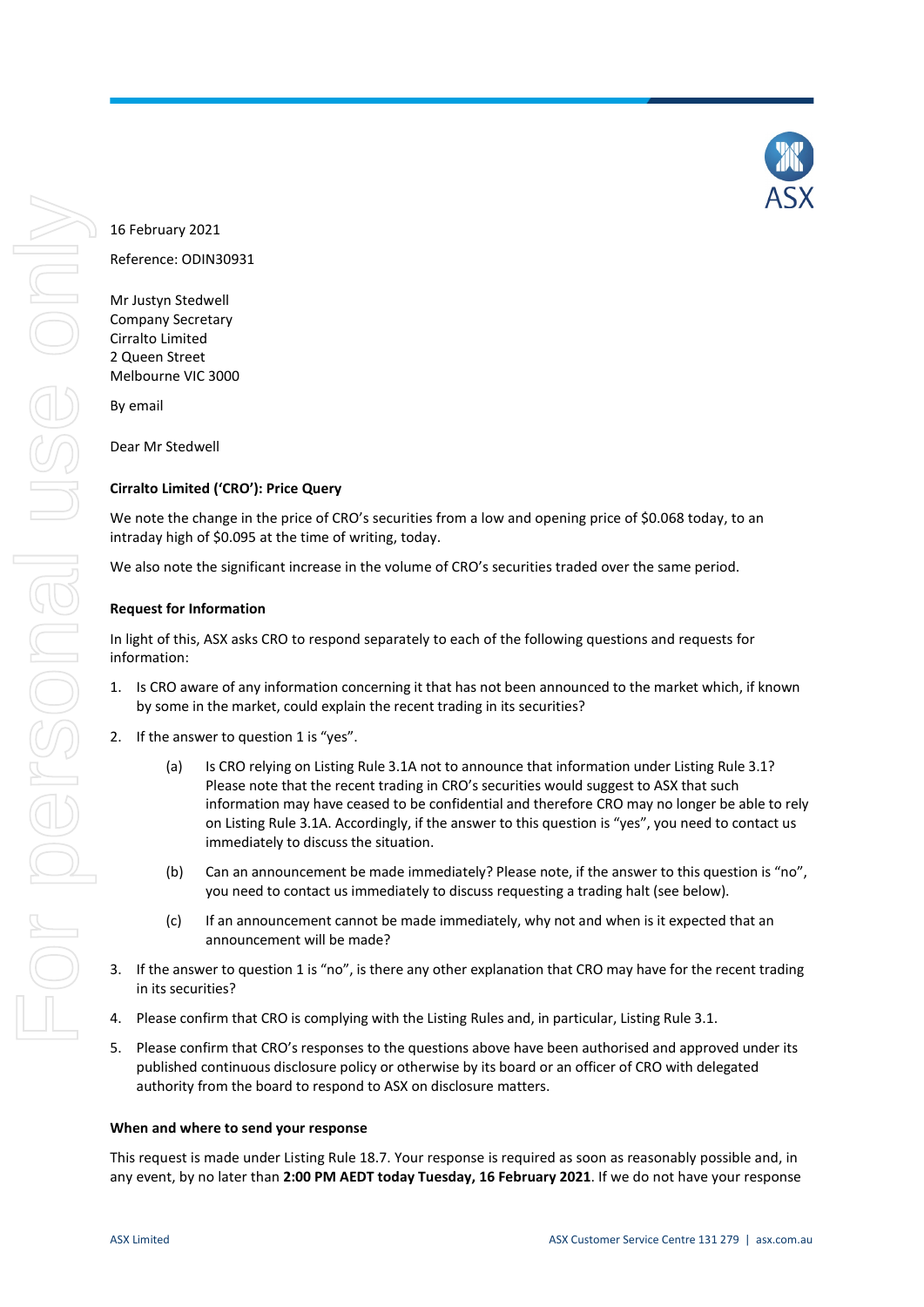16 February 2021

Reference: ODIN30931

Mr Justyn Stedwell
Company Secretary
Cirralto Limited
2 Queen Street
Melbourne VIC 3000

By email

Dear Mr Stedwell

**Cirralto Limited ('CRO'): Price Query**

We note the change in the price of CRO's securities from a low and opening price of $0.068 today, to an intraday high of $0.095 at the time of writing, today.

We also note the significant increase in the volume of CRO's securities traded over the same period.

**Request for Information**

In light of this, ASX asks CRO to respond separately to each of the following questions and requests for information:

1. Is CRO aware of any information concerning it that has not been announced to the market which, if known by some in the market, could explain the recent trading in its securities?
2. If the answer to question 1 is "yes".
   (a) Is CRO relying on Listing Rule 3.1A not to announce that information under Listing Rule 3.1? Please note that the recent trading in CRO's securities would suggest to ASX that such information may have ceased to be confidential and therefore CRO may no longer be able to rely on Listing Rule 3.1A. Accordingly, if the answer to this question is "yes", you need to contact us immediately to discuss the situation.
   (b) Can an announcement be made immediately? Please note, if the answer to this question is "no", you need to contact us immediately to discuss requesting a trading halt (see below).
   (c) If an announcement cannot be made immediately, why not and when is it expected that an announcement will be made?
3. If the answer to question 1 is "no", is there any other explanation that CRO may have for the recent trading in its securities?
4. Please confirm that CRO is complying with the Listing Rules and, in particular, Listing Rule 3.1.
5. Please confirm that CRO's responses to the questions above have been authorised and approved under its published continuous disclosure policy or otherwise by its board or an officer of CRO with delegated authority from the board to respond to ASX on disclosure matters.

**When and where to send your response**

This request is made under Listing Rule 18.7. Your response is required as soon as reasonably possible and, in any event, by no later than **2:00 PM AEDT today Tuesday, 16 February 2021**. If we do not have your response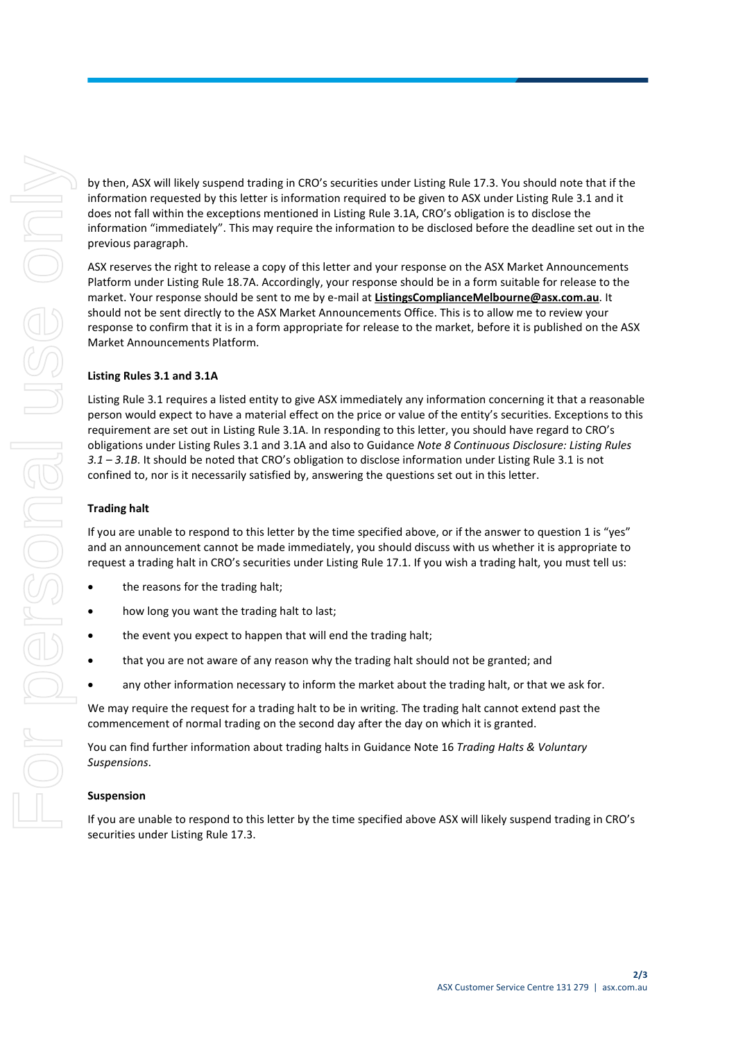by then, ASX will likely suspend trading in CRO's securities under Listing Rule 17.3. You should note that if the information requested by this letter is information required to be given to ASX under Listing Rule 3.1 and it does not fall within the exceptions mentioned in Listing Rule 3.1A, CRO's obligation is to disclose the information "immediately". This may require the information to be disclosed before the deadline set out in the previous paragraph.

ASX reserves the right to release a copy of this letter and your response on the ASX Market Announcements Platform under Listing Rule 18.7A. Accordingly, your response should be in a form suitable for release to the market. Your response should be sent to me by e-mail at **ListingsComplianceMelbourne@asx.com.au**. It should not be sent directly to the ASX Market Announcements Office. This is to allow me to review your response to confirm that it is in a form appropriate for release to the market, before it is published on the ASX Market Announcements Platform.

**Listing Rules 3.1 and 3.1A**

Listing Rule 3.1 requires a listed entity to give ASX immediately any information concerning it that a reasonable person would expect to have a material effect on the price or value of the entity's securities. Exceptions to this requirement are set out in Listing Rule 3.1A. In responding to this letter, you should have regard to CRO's obligations under Listing Rules 3.1 and 3.1A and also to Guidance *Note 8 Continuous Disclosure: Listing Rules 3.1 – 3.1B*. It should be noted that CRO's obligation to disclose information under Listing Rule 3.1 is not confined to, nor is it necessarily satisfied by, answering the questions set out in this letter.

**Trading halt**

If you are unable to respond to this letter by the time specified above, or if the answer to question 1 is "yes" and an announcement cannot be made immediately, you should discuss with us whether it is appropriate to request a trading halt in CRO's securities under Listing Rule 17.1. If you wish a trading halt, you must tell us:

- the reasons for the trading halt;
- how long you want the trading halt to last;
- the event you expect to happen that will end the trading halt;
- that you are not aware of any reason why the trading halt should not be granted; and
- any other information necessary to inform the market about the trading halt, or that we ask for.

We may require the request for a trading halt to be in writing. The trading halt cannot extend past the commencement of normal trading on the second day after the day on which it is granted.

You can find further information about trading halts in Guidance Note 16 *Trading Halts & Voluntary Suspensions*.

**Suspension**

If you are unable to respond to this letter by the time specified above ASX will likely suspend trading in CRO's securities under Listing Rule 17.3.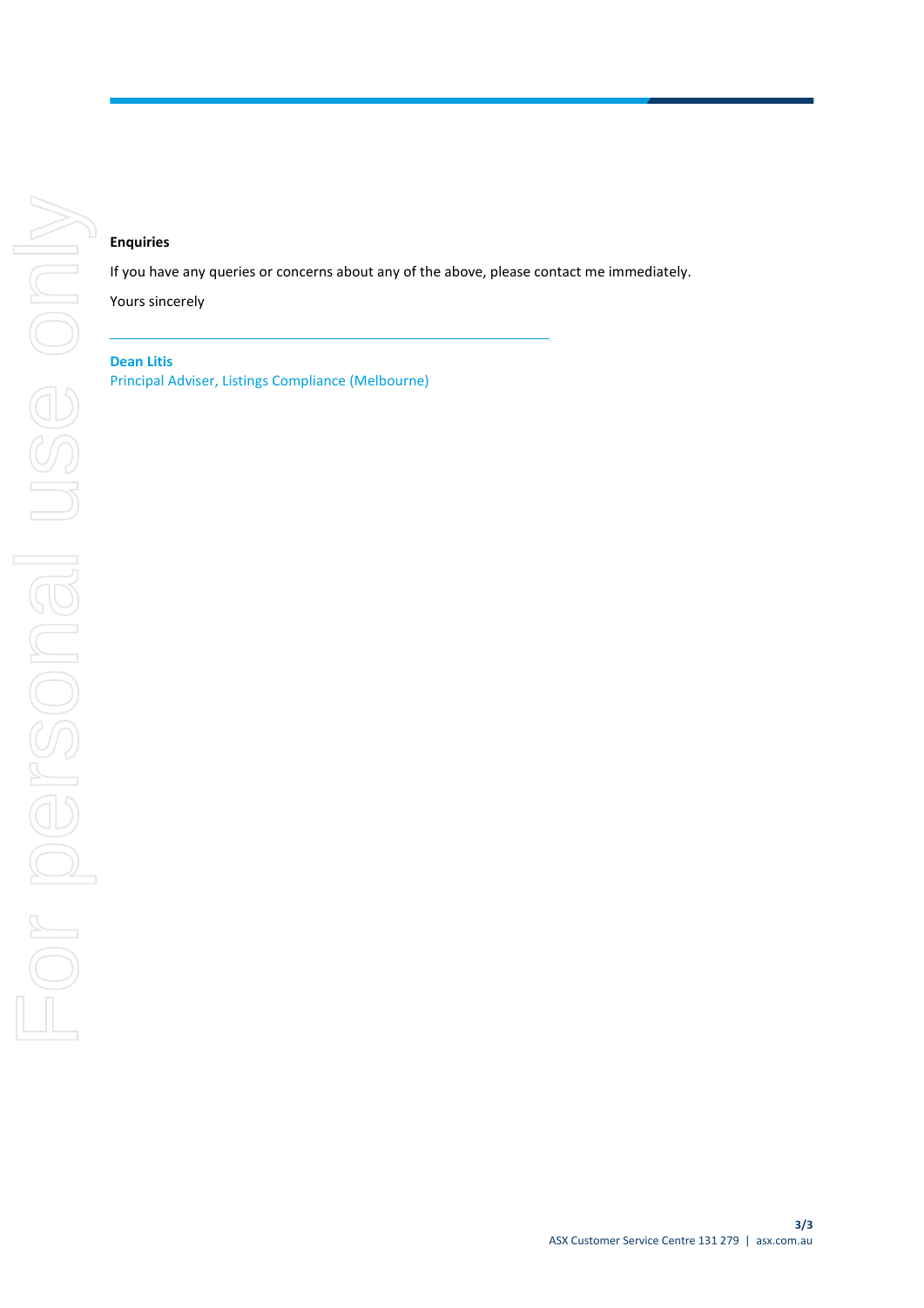**Enquiries**

If you have any queries or concerns about any of the above, please contact me immediately.

Yours sincerely

**Dean Litis**
Principal Adviser, Listings Compliance (Melbourne)